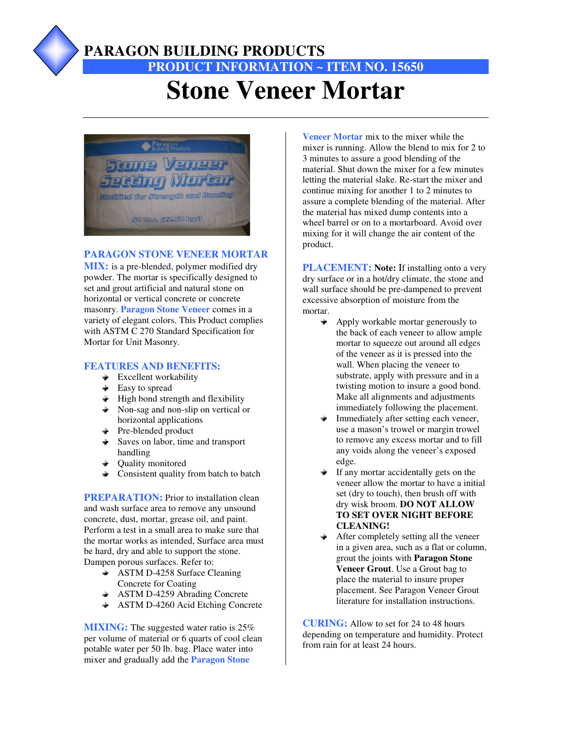# PARAGON BUILDING PRODUCTS

## PRODUCT INFORMATION ~ ITEM NO. 15650

# Stone Veneer Mortar

**PARAGON STONE VENEER MORTAR MIX:** is a pre-blended, polymer modified dry powder. The mortar is specifically designed to set and grout artificial and natural stone on horizontal or vertical concrete or concrete masonry. **Paragon Stone Veneer** comes in a variety of elegant colors. This Product complies with ASTM C 270 Standard Specification for Mortar for Unit Masonry.

**FEATURES AND BENEFITS:**

- Excellent workability
- Easy to spread
- High bond strength and flexibility
- Non-sag and non-slip on vertical or horizontal applications
- Pre-blended product
- Saves on labor, time and transport handling
- Quality monitored
- Consistent quality from batch to batch

**PREPARATION:** Prior to installation clean and wash surface area to remove any unsound concrete, dust, mortar, grease oil, and paint. Perform a test in a small area to make sure that the mortar works as intended, Surface area must be hard, dry and able to support the stone. Dampen porous surfaces. Refer to:

- ASTM D-4258 Surface Cleaning Concrete for Coating
- ASTM D-4259 Abrading Concrete
- ASTM D-4260 Acid Etching Concrete

**MIXING:** The suggested water ratio is 25% per volume of material or 6 quarts of cool clean potable water per 50 lb. bag. Place water into mixer and gradually add the **Paragon Stone Veneer Mortar** mix to the mixer while the mixer is running. Allow the blend to mix for 2 to 3 minutes to assure a good blending of the material. Shut down the mixer for a few minutes letting the material slake. Re-start the mixer and continue mixing for another 1 to 2 minutes to assure a complete blending of the material. After the material has mixed dump contents into a wheel barrel or on to a mortarboard. Avoid over mixing for it will change the air content of the product.

**PLACEMENT:** **Note:** If installing onto a very dry surface or in a hot/dry climate, the stone and wall surface should be pre-dampened to prevent excessive absorption of moisture from the mortar.

- Apply workable mortar generously to the back of each veneer to allow ample mortar to squeeze out around all edges of the veneer as it is pressed into the wall. When placing the veneer to substrate, apply with pressure and in a twisting motion to insure a good bond. Make all alignments and adjustments immediately following the placement.
- Immediately after setting each veneer, use a mason's trowel or margin trowel to remove any excess mortar and to fill any voids along the veneer's exposed edge.
- If any mortar accidentally gets on the veneer allow the mortar to have a initial set (dry to touch), then brush off with dry wisk broom. **DO NOT ALLOW TO SET OVER NIGHT BEFORE CLEANING!**
- After completely setting all the veneer in a given area, such as a flat or column, grout the joints with **Paragon Stone Veneer Grout**. Use a Grout bag to place the material to insure proper placement. See Paragon Veneer Grout literature for installation instructions.

**CURING:** Allow to set for 24 to 48 hours depending on temperature and humidity. Protect from rain for at least 24 hours.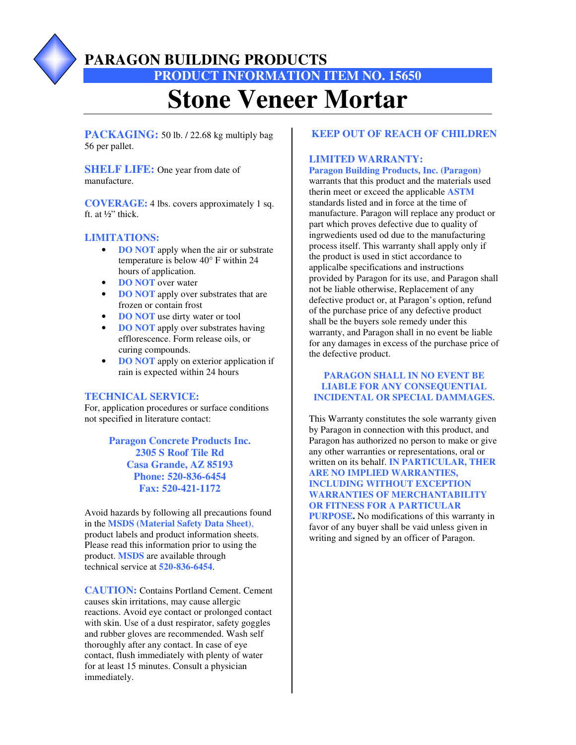# PARAGON BUILDING PRODUCTS

## PRODUCT INFORMATION ITEM NO. 15650

# Stone Veneer Mortar

**PACKAGING:** 50 lb. / 22.68 kg multiply bag 56 per pallet.

**SHELF LIFE:** One year from date of manufacture.

**COVERAGE:** 4 lbs. covers approximately 1 sq. ft. at ½" thick.

**LIMITATIONS:**

- **DO NOT** apply when the air or substrate temperature is below 40° F within 24 hours of application.
- **DO NOT** over water
- **DO NOT** apply over substrates that are frozen or contain frost
- **DO NOT** use dirty water or tool
- **DO NOT** apply over substrates having efflorescence. Form release oils, or curing compounds.
- **DO NOT** apply on exterior application if rain is expected within 24 hours

**TECHNICAL SERVICE:**

For, application procedures or surface conditions not specified in literature contact:

**Paragon Concrete Products Inc.**
**2305 S Roof Tile Rd**
**Casa Grande, AZ 85193**
**Phone: 520-836-6454**
**Fax: 520-421-1172**

Avoid hazards by following all precautions found in the **MSDS (Material Safety Data Sheet),** product labels and product information sheets. Please read this information prior to using the product. **MSDS** are available through technical service at **520-836-6454**.

**CAUTION:** Contains Portland Cement. Cement causes skin irritations, may cause allergic reactions. Avoid eye contact or prolonged contact with skin. Use of a dust respirator, safety goggles and rubber gloves are recommended. Wash self thoroughly after any contact. In case of eye contact, flush immediately with plenty of water for at least 15 minutes. Consult a physician immediately.

**KEEP OUT OF REACH OF CHILDREN**

**LIMITED WARRANTY:**

**Paragon Building Products, Inc. (Paragon)** warrants that this product and the materials used therin meet or exceed the applicable **ASTM** standards listed and in force at the time of manufacture. Paragon will replace any product or part which proves defective due to quality of ingrwedients used od due to the manufacturing process itself. This warranty shall apply only if the product is used in stict accordance to applicalbe specifications and instructions provided by Paragon for its use, and Paragon shall not be liable otherwise, Replacement of any defective product or, at Paragon's option, refund of the purchase price of any defective product shall be the buyers sole remedy under this warranty, and Paragon shall in no event be liable for any damages in excess of the purchase price of the defective product.

**PARAGON SHALL IN NO EVENT BE LIABLE FOR ANY CONSEQUENTIAL INCIDENTAL OR SPECIAL DAMMAGES.**

This Warranty constitutes the sole warranty given by Paragon in connection with this product, and Paragon has authorized no person to make or give any other warranties or representations, oral or written on its behalf. **IN PARTICULAR, THER ARE NO IMPLIED WARRANTIES, INCLUDING WITHOUT EXCEPTION WARRANTIES OF MERCHANTABILITY OR FITNESS FOR A PARTICULAR PURPOSE.** No modifications of this warranty in favor of any buyer shall be vaid unless given in writing and signed by an officer of Paragon.